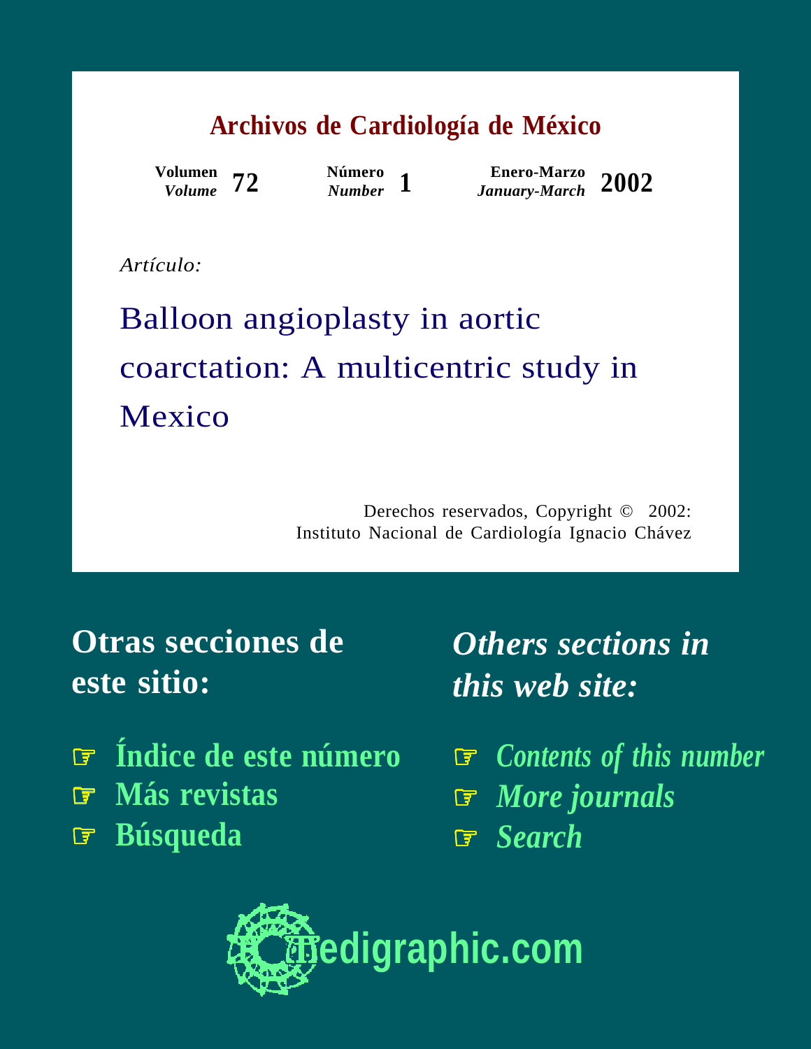**Archivos de Cardiología de México**

Volumen *Volume* **72** Número *Number* **1** Enero-Marzo *January-March* **2002**

*Artículo:*

# Balloon angioplasty in aortic coarctation: A multicentric study in Mexico

Derechos reservados, Copyright © 2002:
Instituto Nacional de Cardiología Ignacio Chávez

## Otras secciones de este sitio:

- ☞ Índice de este número
- ☞ Más revistas
- ☞ Búsqueda

## *Others sections in this web site:*

- ☞ *Contents of this number*
- ☞ *More journals*
- ☞ *Search*

medigraphic.com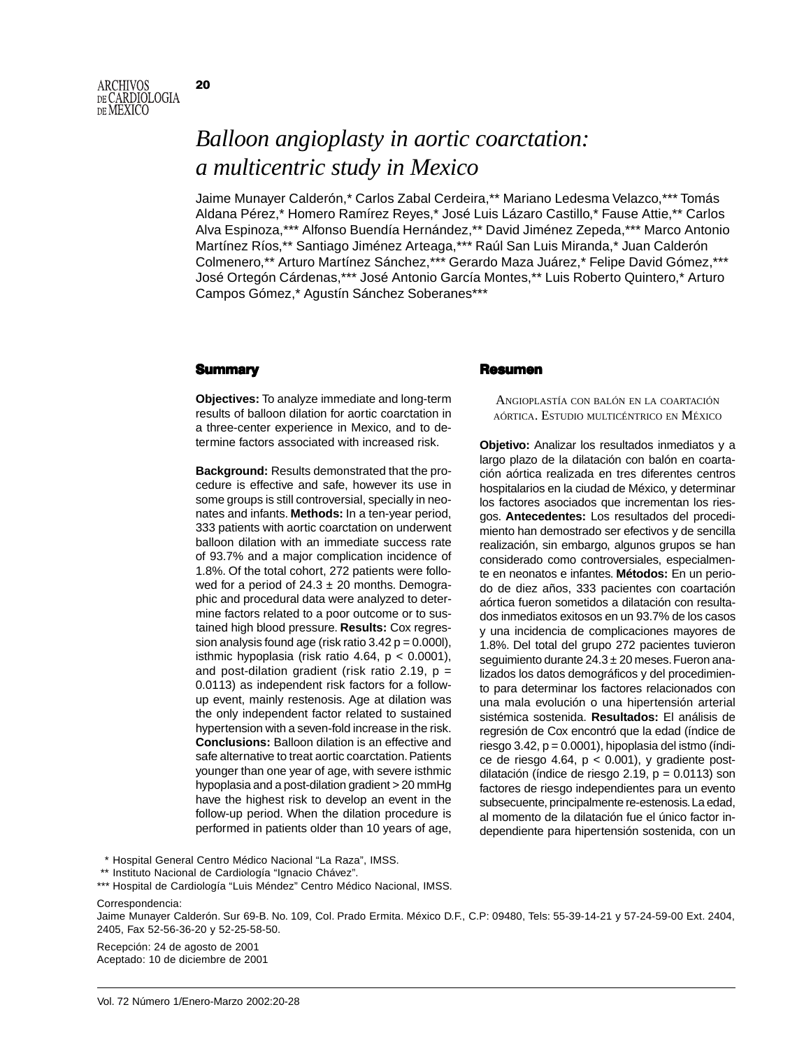# *Balloon angioplasty in aortic coarctation: a multicentric study in Mexico*

Jaime Munayer Calderón,* Carlos Zabal Cerdeira,** Mariano Ledesma Velazco,*** Tomás Aldana Pérez,* Homero Ramírez Reyes,* José Luis Lázaro Castillo,* Fause Attie,** Carlos Alva Espinoza,*** Alfonso Buendía Hernández,** David Jiménez Zepeda,*** Marco Antonio Martínez Ríos,** Santiago Jiménez Arteaga,*** Raúl San Luis Miranda,* Juan Calderón Colmenero,** Arturo Martínez Sánchez,*** Gerardo Maza Juárez,* Felipe David Gómez,*** José Ortegón Cárdenas,*** José Antonio García Montes,** Luis Roberto Quintero,* Arturo Campos Gómez,* Agustín Sánchez Soberanes***

## Summary

**Objectives:** To analyze immediate and long-term results of balloon dilation for aortic coarctation in a three-center experience in Mexico, and to determine factors associated with increased risk.

**Background:** Results demonstrated that the procedure is effective and safe, however its use in some groups is still controversial, specially in neonates and infants. **Methods:** In a ten-year period, 333 patients with aortic coarctation on underwent balloon dilation with an immediate success rate of 93.7% and a major complication incidence of 1.8%. Of the total cohort, 272 patients were followed for a period of 24.3 ± 20 months. Demographic and procedural data were analyzed to determine factors related to a poor outcome or to sustained high blood pressure. **Results:** Cox regression analysis found age (risk ratio 3.42 p = 0.000l), isthmic hypoplasia (risk ratio 4.64, p < 0.0001), and post-dilation gradient (risk ratio 2.19, p = 0.0113) as independent risk factors for a follow-up event, mainly restenosis. Age at dilation was the only independent factor related to sustained hypertension with a seven-fold increase in the risk. **Conclusions:** Balloon dilation is an effective and safe alternative to treat aortic coarctation. Patients younger than one year of age, with severe isthmic hypoplasia and a post-dilation gradient > 20 mmHg have the highest risk to develop an event in the follow-up period. When the dilation procedure is performed in patients older than 10 years of age,

## Resumen

ANGIOPLASTÍA CON BALÓN EN LA COARTACIÓN AÓRTICA. ESTUDIO MULTICÉNTRICO EN MÉXICO

**Objetivo:** Analizar los resultados inmediatos y a largo plazo de la dilatación con balón en coartación aórtica realizada en tres diferentes centros hospitalarios en la ciudad de México, y determinar los factores asociados que incrementan los riesgos. **Antecedentes:** Los resultados del procedimiento han demostrado ser efectivos y de sencilla realización, sin embargo, algunos grupos se han considerado como controversiales, especialmente en neonatos e infantes. **Métodos:** En un periodo de diez años, 333 pacientes con coartación aórtica fueron sometidos a dilatación con resultados inmediatos exitosos en un 93.7% de los casos y una incidencia de complicaciones mayores de 1.8%. Del total del grupo 272 pacientes tuvieron seguimiento durante 24.3 ± 20 meses. Fueron analizados los datos demográficos y del procedimiento para determinar los factores relacionados con una mala evolución o una hipertensión arterial sistémica sostenida. **Resultados:** El análisis de regresión de Cox encontró que la edad (índice de riesgo 3.42, p = 0.0001), hipoplasia del istmo (índice de riesgo 4.64, p < 0.001), y gradiente post-dilatación (índice de riesgo 2.19, p = 0.0113) son factores de riesgo independientes para un evento subsecuente, principalmente re-estenosis. La edad, al momento de la dilatación fue el único factor independiente para hipertensión sostenida, con un

\* Hospital General Centro Médico Nacional "La Raza", IMSS.
\*\* Instituto Nacional de Cardiología "Ignacio Chávez".
\*\*\* Hospital de Cardiología "Luis Méndez" Centro Médico Nacional, IMSS.

Correspondencia:
Jaime Munayer Calderón. Sur 69-B. No. 109, Col. Prado Ermita. México D.F., C.P: 09480, Tels: 55-39-14-21 y 57-24-59-00 Ext. 2404, 2405, Fax 52-56-36-20 y 52-25-58-50.

Recepción: 24 de agosto de 2001
Aceptado: 10 de diciembre de 2001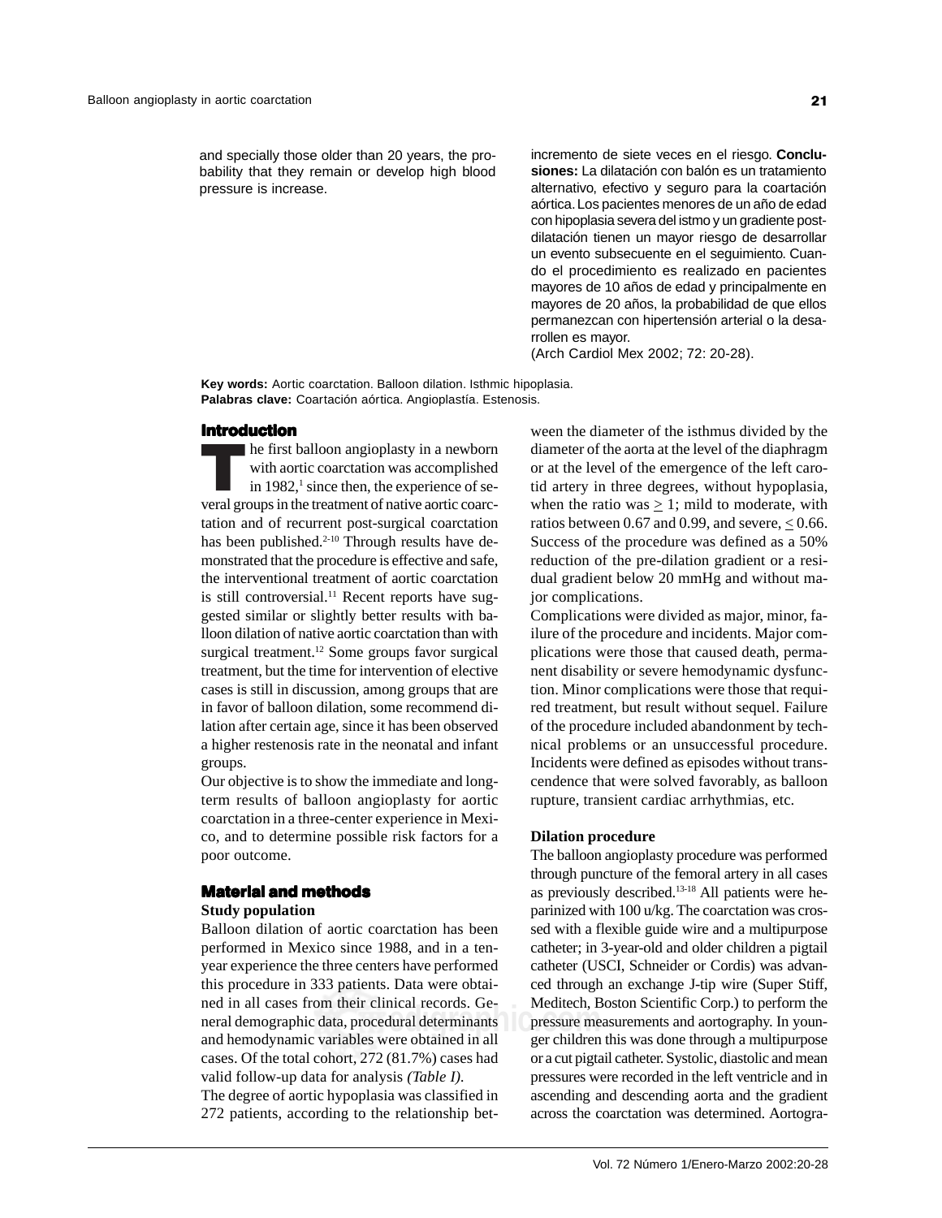and specially those older than 20 years, the probability that they remain or develop high blood pressure is increase.

incremento de siete veces en el riesgo. **Conclusiones:** La dilatación con balón es un tratamiento alternativo, efectivo y seguro para la coartación aórtica. Los pacientes menores de un año de edad con hipoplasia severa del istmo y un gradiente postdilatación tienen un mayor riesgo de desarrollar un evento subsecuente en el seguimiento. Cuando el procedimiento es realizado en pacientes mayores de 10 años de edad y principalmente en mayores de 20 años, la probabilidad de que ellos permanezcan con hipertensión arterial o la desarrollen es mayor.
(Arch Cardiol Mex 2002; 72: 20-28).

**Key words:** Aortic coarctation. Balloon dilation. Isthmic hipoplasia.
**Palabras clave:** Coartación aórtica. Angioplastía. Estenosis.

## Introduction

The first balloon angioplasty in a newborn with aortic coarctation was accomplished in 1982,[1] since then, the experience of several groups in the treatment of native aortic coarctation and of recurrent post-surgical coarctation has been published.[2-10] Through results have demonstrated that the procedure is effective and safe, the interventional treatment of aortic coarctation is still controversial.[11] Recent reports have suggested similar or slightly better results with balloon dilation of native aortic coarctation than with surgical treatment.[12] Some groups favor surgical treatment, but the time for intervention of elective cases is still in discussion, among groups that are in favor of balloon dilation, some recommend dilation after certain age, since it has been observed a higher restenosis rate in the neonatal and infant groups.

Our objective is to show the immediate and long-term results of balloon angioplasty for aortic coarctation in a three-center experience in Mexico, and to determine possible risk factors for a poor outcome.

## Material and methods

### Study population

Balloon dilation of aortic coarctation has been performed in Mexico since 1988, and in a ten-year experience the three centers have performed this procedure in 333 patients. Data were obtained in all cases from their clinical records. General demographic data, procedural determinants and hemodynamic variables were obtained in all cases. Of the total cohort, 272 (81.7%) cases had valid follow-up data for analysis *(Table I)*.

The degree of aortic hypoplasia was classified in 272 patients, according to the relationship between the diameter of the isthmus divided by the diameter of the aorta at the level of the diaphragm or at the level of the emergence of the left carotid artery in three degrees, without hypoplasia, when the ratio was $\geq 1$; mild to moderate, with ratios between 0.67 and 0.99, and severe, $\leq 0.66$. Success of the procedure was defined as a 50% reduction of the pre-dilation gradient or a residual gradient below 20 mmHg and without major complications.

Complications were divided as major, minor, failure of the procedure and incidents. Major complications were those that caused death, permanent disability or severe hemodynamic dysfunction. Minor complications were those that required treatment, but result without sequel. Failure of the procedure included abandonment by technical problems or an unsuccessful procedure. Incidents were defined as episodes without transcendence that were solved favorably, as balloon rupture, transient cardiac arrhythmias, etc.

### Dilation procedure

The balloon angioplasty procedure was performed through puncture of the femoral artery in all cases as previously described.[13-18] All patients were heparinized with 100 u/kg. The coarctation was crossed with a flexible guide wire and a multipurpose catheter; in 3-year-old and older children a pigtail catheter (USCI, Schneider or Cordis) was advanced through an exchange J-tip wire (Super Stiff, Meditech, Boston Scientific Corp.) to perform the pressure measurements and aortography. In younger children this was done through a multipurpose or a cut pigtail catheter. Systolic, diastolic and mean pressures were recorded in the left ventricle and in ascending and descending aorta and the gradient across the coarctation was determined. Aortogra-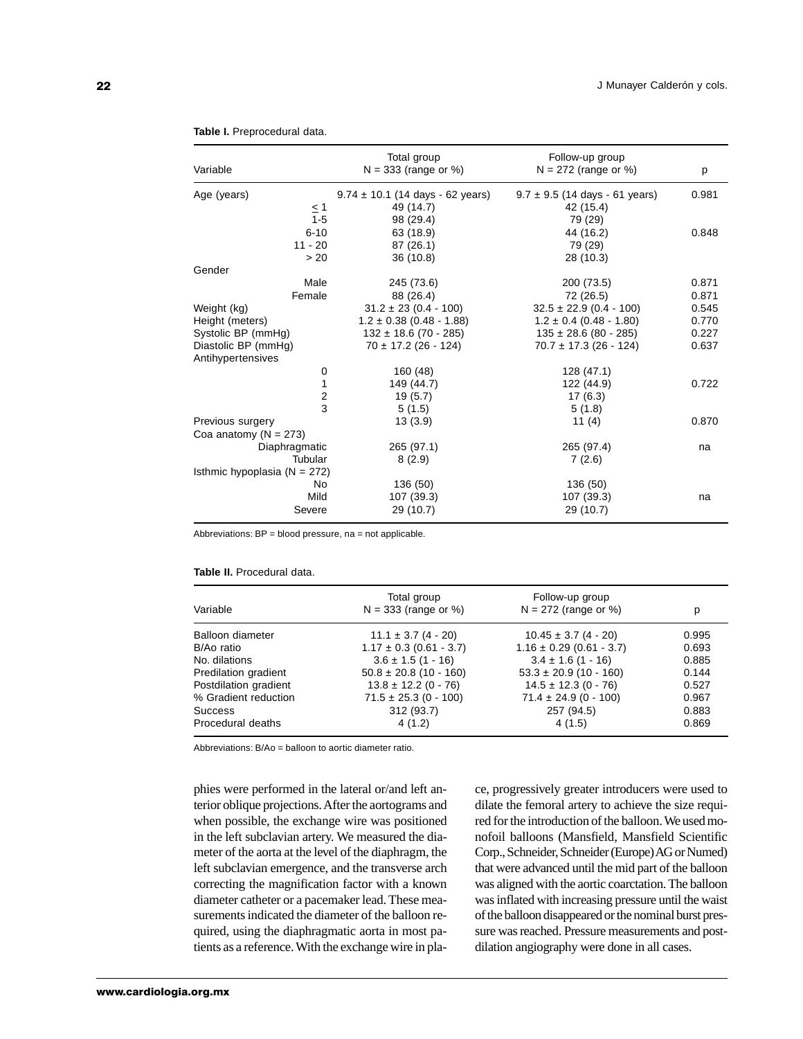**Table I.** Preprocedural data.

| Variable | | Total group N = 333 (range or %) | Follow-up group N = 272 (range or %) | p |
|---|---|---|---|---|
| Age (years) | | 9.74 ± 10.1 (14 days - 62 years) | 9.7 ± 9.5 (14 days - 61 years) | 0.981 |
| | ≤ 1 | 49 (14.7) | 42 (15.4) | |
| | 1-5 | 98 (29.4) | 79 (29) | |
| | 6-10 | 63 (18.9) | 44 (16.2) | 0.848 |
| | 11 - 20 | 87 (26.1) | 79 (29) | |
| | > 20 | 36 (10.8) | 28 (10.3) | |
| Gender | | | | |
| | Male | 245 (73.6) | 200 (73.5) | 0.871 |
| | Female | 88 (26.4) | 72 (26.5) | 0.871 |
| Weight (kg) | | 31.2 ± 23 (0.4 - 100) | 32.5 ± 22.9 (0.4 - 100) | 0.545 |
| Height (meters) | | 1.2 ± 0.38 (0.48 - 1.88) | 1.2 ± 0.4 (0.48 - 1.80) | 0.770 |
| Systolic BP (mmHg) | | 132 ± 18.6 (70 - 285) | 135 ± 28.6 (80 - 285) | 0.227 |
| Diastolic BP (mmHg) | | 70 ± 17.2 (26 - 124) | 70.7 ± 17.3 (26 - 124) | 0.637 |
| Antihypertensives | | | | |
| | 0 | 160 (48) | 128 (47.1) | |
| | 1 | 149 (44.7) | 122 (44.9) | 0.722 |
| | 2 | 19 (5.7) | 17 (6.3) | |
| | 3 | 5 (1.5) | 5 (1.8) | |
| Previous surgery | | 13 (3.9) | 11 (4) | 0.870 |
| Coa anatomy (N = 273) | | | | |
| | Diaphragmatic | 265 (97.1) | 265 (97.4) | na |
| | Tubular | 8 (2.9) | 7 (2.6) | |
| Isthmic hypoplasia (N = 272) | | | | |
| | No | 136 (50) | 136 (50) | |
| | Mild | 107 (39.3) | 107 (39.3) | na |
| | Severe | 29 (10.7) | 29 (10.7) | |

Abbreviations: BP = blood pressure, na = not applicable.

**Table II.** Procedural data.

| Variable | Total group N = 333 (range or %) | Follow-up group N = 272 (range or %) | p |
|---|---|---|---|
| Balloon diameter | 11.1 ± 3.7 (4 - 20) | 10.45 ± 3.7 (4 - 20) | 0.995 |
| B/Ao ratio | 1.17 ± 0.3 (0.61 - 3.7) | 1.16 ± 0.29 (0.61 - 3.7) | 0.693 |
| No. dilations | 3.6 ± 1.5 (1 - 16) | 3.4 ± 1.6 (1 - 16) | 0.885 |
| Predilation gradient | 50.8 ± 20.8 (10 - 160) | 53.3 ± 20.9 (10 - 160) | 0.144 |
| Postdilation gradient | 13.8 ± 12.2 (0 - 76) | 14.5 ± 12.3 (0 - 76) | 0.527 |
| % Gradient reduction | 71.5 ± 25.3 (0 - 100) | 71.4 ± 24.9 (0 - 100) | 0.967 |
| Success | 312 (93.7) | 257 (94.5) | 0.883 |
| Procedural deaths | 4 (1.2) | 4 (1.5) | 0.869 |

Abbreviations: B/Ao = balloon to aortic diameter ratio.

phies were performed in the lateral or/and left anterior oblique projections. After the aortograms and when possible, the exchange wire was positioned in the left subclavian artery. We measured the diameter of the aorta at the level of the diaphragm, the left subclavian emergence, and the transverse arch correcting the magnification factor with a known diameter catheter or a pacemaker lead. These measurements indicated the diameter of the balloon required, using the diaphragmatic aorta in most patients as a reference. With the exchange wire in place, progressively greater introducers were used to dilate the femoral artery to achieve the size required for the introduction of the balloon. We used monofoil balloons (Mansfield, Mansfield Scientific Corp., Schneider, Schneider (Europe) AG or Numed) that were advanced until the mid part of the balloon was aligned with the aortic coarctation. The balloon was inflated with increasing pressure until the waist of the balloon disappeared or the nominal burst pressure was reached. Pressure measurements and postdilation angiography were done in all cases.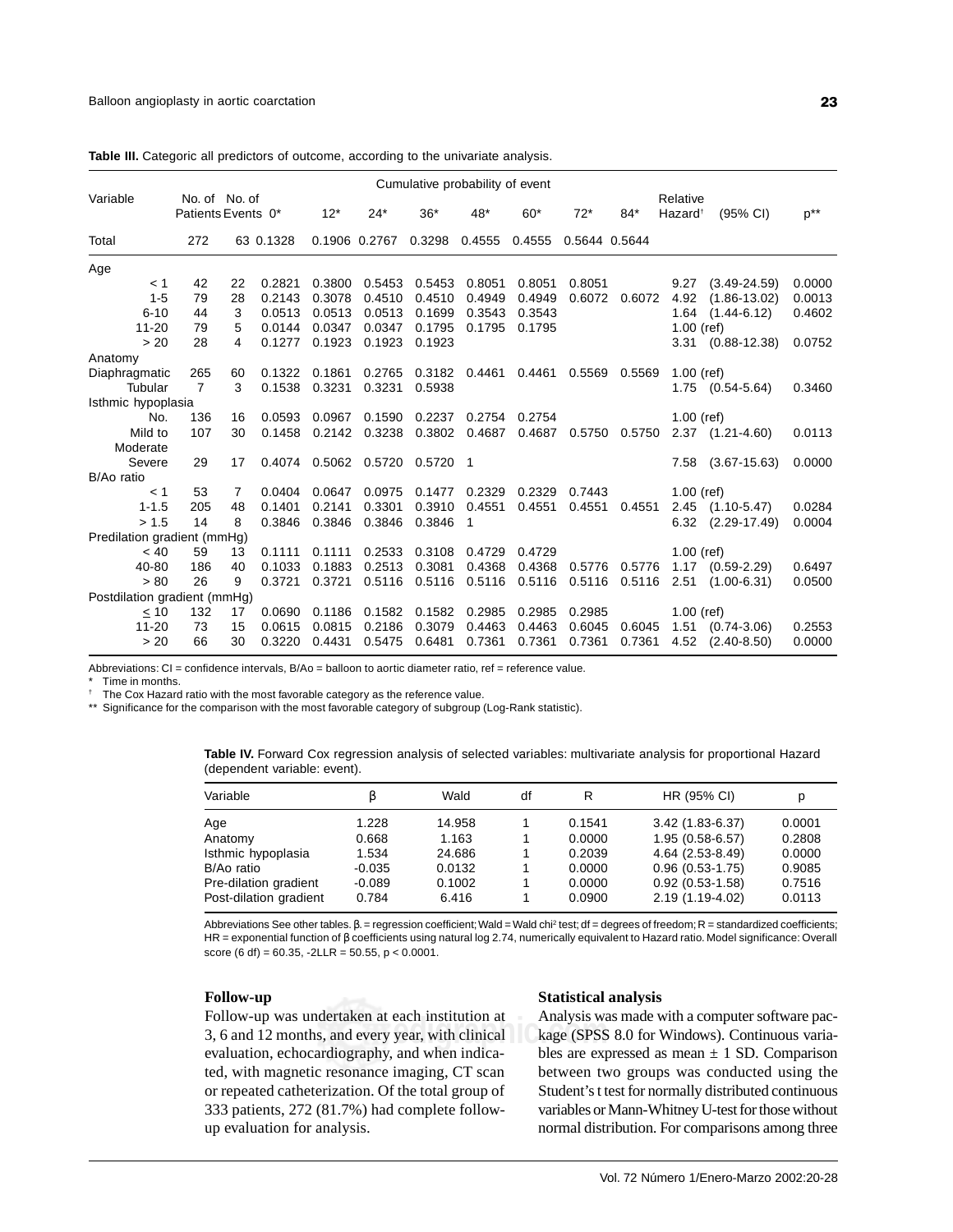**Table III.** Categoric all predictors of outcome, according to the univariate analysis.

| Variable | No. of Patients | No. of Events | Cumulative probability of event 0* | 12* | 24* | 36* | 48* | 60* | 72* | 84* | Relative Hazard[†] | (95% CI) | p** |
|---|---|---|---|---|---|---|---|---|---|---|---|---|---|
| Total | 272 | 63 | 0.1328 | 0.1906 | 0.2767 | 0.3298 | 0.4555 | 0.4555 | 0.5644 | 0.5644 | | | |
| Age | | | | | | | | | | | | | |
| < 1 | 42 | 22 | 0.2821 | 0.3800 | 0.5453 | 0.5453 | 0.8051 | 0.8051 | 0.8051 | | 9.27 | (3.49-24.59) | 0.0000 |
| 1-5 | 79 | 28 | 0.2143 | 0.3078 | 0.4510 | 0.4510 | 0.4949 | 0.4949 | 0.6072 | 0.6072 | 4.92 | (1.86-13.02) | 0.0013 |
| 6-10 | 44 | 3 | 0.0513 | 0.0513 | 0.0513 | 0.1699 | 0.3543 | 0.3543 | | | 1.64 | (1.44-6.12) | 0.4602 |
| 11-20 | 79 | 5 | 0.0144 | 0.0347 | 0.0347 | 0.1795 | 0.1795 | 0.1795 | | | 1.00 (ref) | | |
| > 20 | 28 | 4 | 0.1277 | 0.1923 | 0.1923 | 0.1923 | | | | | 3.31 | (0.88-12.38) | 0.0752 |
| Anatomy | | | | | | | | | | | | | |
| Diaphragmatic | 265 | 60 | 0.1322 | 0.1861 | 0.2765 | 0.3182 | 0.4461 | 0.4461 | 0.5569 | 0.5569 | 1.00 (ref) | | |
| Tubular | 7 | 3 | 0.1538 | 0.3231 | 0.3231 | 0.5938 | | | | | 1.75 | (0.54-5.64) | 0.3460 |
| Isthmic hypoplasia | | | | | | | | | | | | | |
| No. | 136 | 16 | 0.0593 | 0.0967 | 0.1590 | 0.2237 | 0.2754 | 0.2754 | | | 1.00 (ref) | | |
| Mild to Moderate | 107 | 30 | 0.1458 | 0.2142 | 0.3238 | 0.3802 | 0.4687 | 0.4687 | 0.5750 | 0.5750 | 2.37 | (1.21-4.60) | 0.0113 |
| Severe | 29 | 17 | 0.4074 | 0.5062 | 0.5720 | 0.5720 | 1 | | | | 7.58 | (3.67-15.63) | 0.0000 |
| B/Ao ratio | | | | | | | | | | | | | |
| < 1 | 53 | 7 | 0.0404 | 0.0647 | 0.0975 | 0.1477 | 0.2329 | 0.2329 | 0.7443 | | 1.00 (ref) | | |
| 1-1.5 | 205 | 48 | 0.1401 | 0.2141 | 0.3301 | 0.3910 | 0.4551 | 0.4551 | 0.4551 | 0.4551 | 2.45 | (1.10-5.47) | 0.0284 |
| > 1.5 | 14 | 8 | 0.3846 | 0.3846 | 0.3846 | 0.3846 | 1 | | | | 6.32 | (2.29-17.49) | 0.0004 |
| Predilation gradient (mmHg) | | | | | | | | | | | | | |
| < 40 | 59 | 13 | 0.1111 | 0.1111 | 0.2533 | 0.3108 | 0.4729 | 0.4729 | | | 1.00 (ref) | | |
| 40-80 | 186 | 40 | 0.1033 | 0.1883 | 0.2513 | 0.3081 | 0.4368 | 0.4368 | 0.5776 | 0.5776 | 1.17 | (0.59-2.29) | 0.6497 |
| > 80 | 26 | 9 | 0.3721 | 0.3721 | 0.5116 | 0.5116 | 0.5116 | 0.5116 | 0.5116 | 0.5116 | 2.51 | (1.00-6.31) | 0.0500 |
| Postdilation gradient (mmHg) | | | | | | | | | | | | | |
| ≤ 10 | 132 | 17 | 0.0690 | 0.1186 | 0.1582 | 0.1582 | 0.2985 | 0.2985 | 0.2985 | | 1.00 (ref) | | |
| 11-20 | 73 | 15 | 0.0615 | 0.0815 | 0.2186 | 0.3079 | 0.4463 | 0.4463 | 0.6045 | 0.6045 | 1.51 | (0.74-3.06) | 0.2553 |
| > 20 | 66 | 30 | 0.3220 | 0.4431 | 0.5475 | 0.6481 | 0.7361 | 0.7361 | 0.7361 | 0.7361 | 4.52 | (2.40-8.50) | 0.0000 |

Abbreviations: CI = confidence intervals, B/Ao = balloon to aortic diameter ratio, ref = reference value.
\* Time in months.
† The Cox Hazard ratio with the most favorable category as the reference value.
** Significance for the comparison with the most favorable category of subgroup (Log-Rank statistic).

**Table IV.** Forward Cox regression analysis of selected variables: multivariate analysis for proportional Hazard (dependent variable: event).

| Variable | β | Wald | df | R | HR (95% CI) | p |
|---|---|---|---|---|---|---|
| Age | 1.228 | 14.958 | 1 | 0.1541 | 3.42 (1.83-6.37) | 0.0001 |
| Anatomy | 0.668 | 1.163 | 1 | 0.0000 | 1.95 (0.58-6.57) | 0.2808 |
| Isthmic hypoplasia | 1.534 | 24.686 | 1 | 0.2039 | 4.64 (2.53-8.49) | 0.0000 |
| B/Ao ratio | -0.035 | 0.0132 | 1 | 0.0000 | 0.96 (0.53-1.75) | 0.9085 |
| Pre-dilation gradient | -0.089 | 0.1002 | 1 | 0.0000 | 0.92 (0.53-1.58) | 0.7516 |
| Post-dilation gradient | 0.784 | 6.416 | 1 | 0.0900 | 2.19 (1.19-4.02) | 0.0113 |

Abbreviations See other tables. β = regression coefficient; Wald = Wald chi² test; df = degrees of freedom; R = standardized coefficients; HR = exponential function of β coefficients using natural log 2.74, numerically equivalent to Hazard ratio. Model significance: Overall score (6 df) = 60.35, -2LLR = 50.55, p < 0.0001.

**Follow-up**

Follow-up was undertaken at each institution at 3, 6 and 12 months, and every year, with clinical evaluation, echocardiography, and when indicated, with magnetic resonance imaging, CT scan or repeated catheterization. Of the total group of 333 patients, 272 (81.7%) had complete follow-up evaluation for analysis.

**Statistical analysis**

Analysis was made with a computer software package (SPSS 8.0 for Windows). Continuous variables are expressed as mean ± 1 SD. Comparison between two groups was conducted using the Student's t test for normally distributed continuous variables or Mann-Whitney U-test for those without normal distribution. For comparisons among three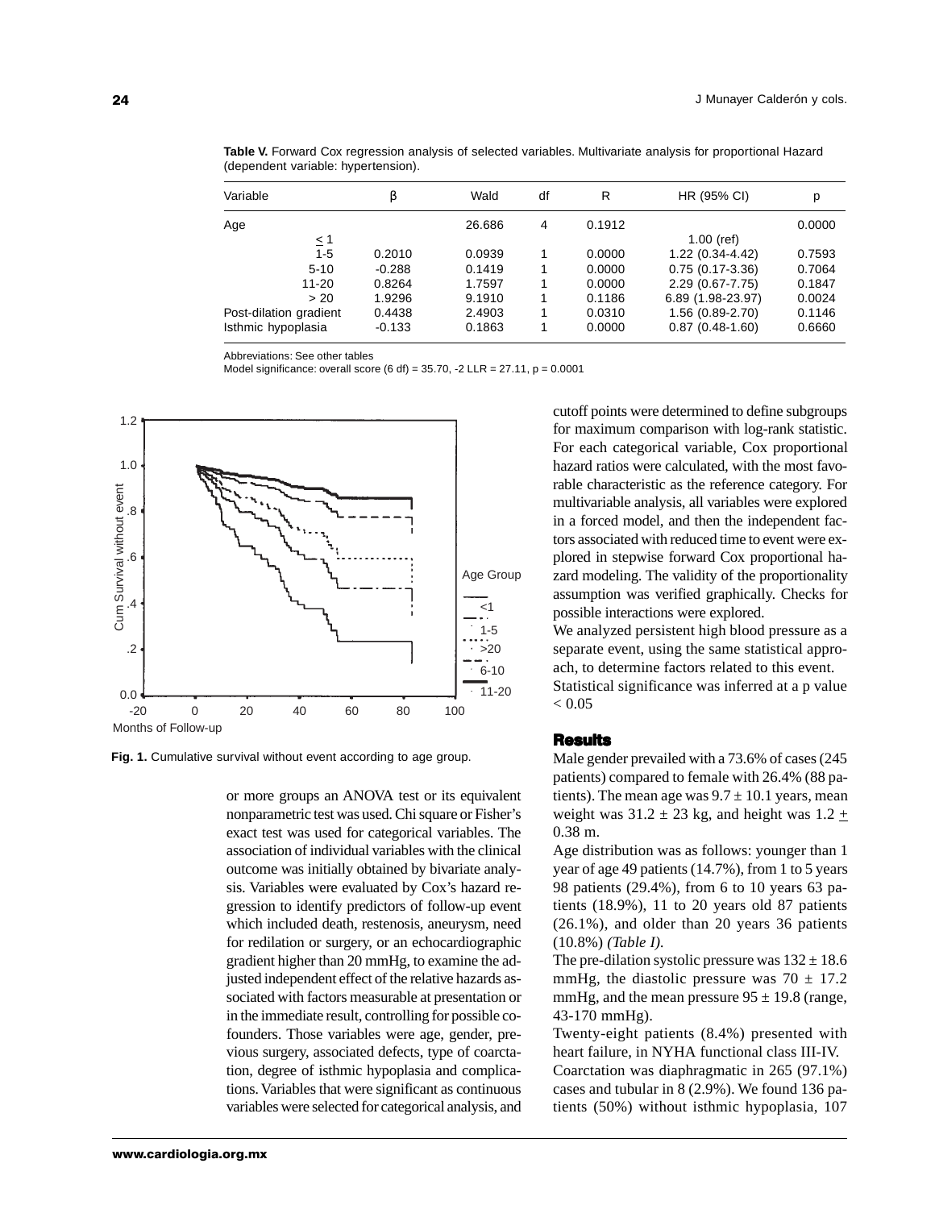**Table V.** Forward Cox regression analysis of selected variables. Multivariate analysis for proportional Hazard (dependent variable: hypertension).

| Variable | β | Wald | df | R | HR (95% CI) | p |
|---|---|---|---|---|---|---|
| Age | | 26.686 | 4 | 0.1912 | | 0.0000 |
| ≤ 1 | | | | | 1.00 (ref) | |
| 1-5 | 0.2010 | 0.0939 | 1 | 0.0000 | 1.22 (0.34-4.42) | 0.7593 |
| 5-10 | -0.288 | 0.1419 | 1 | 0.0000 | 0.75 (0.17-3.36) | 0.7064 |
| 11-20 | 0.8264 | 1.7597 | 1 | 0.0000 | 2.29 (0.67-7.75) | 0.1847 |
| > 20 | 1.9296 | 9.1910 | 1 | 0.1186 | 6.89 (1.98-23.97) | 0.0024 |
| Post-dilation gradient | 0.4438 | 2.4903 | 1 | 0.0310 | 1.56 (0.89-2.70) | 0.1146 |
| Isthmic hypoplasia | -0.133 | 0.1863 | 1 | 0.0000 | 0.87 (0.48-1.60) | 0.6660 |

Abbreviations: See other tables

Model significance: overall score (6 df) = 35.70, -2 LLR = 27.11, p = 0.0001

**Fig. 1.** Cumulative survival without event according to age group.

or more groups an ANOVA test or its equivalent nonparametric test was used. Chi square or Fisher's exact test was used for categorical variables. The association of individual variables with the clinical outcome was initially obtained by bivariate analysis. Variables were evaluated by Cox's hazard regression to identify predictors of follow-up event which included death, restenosis, aneurysm, need for redilation or surgery, or an echocardiographic gradient higher than 20 mmHg, to examine the adjusted independent effect of the relative hazards associated with factors measurable at presentation or in the immediate result, controlling for possible cofounders. Those variables were age, gender, previous surgery, associated defects, type of coarctation, degree of isthmic hypoplasia and complications. Variables that were significant as continuous variables were selected for categorical analysis, and cutoff points were determined to define subgroups for maximum comparison with log-rank statistic. For each categorical variable, Cox proportional hazard ratios were calculated, with the most favorable characteristic as the reference category. For multivariable analysis, all variables were explored in a forced model, and then the independent factors associated with reduced time to event were explored in stepwise forward Cox proportional hazard modeling. The validity of the proportionality assumption was verified graphically. Checks for possible interactions were explored.

We analyzed persistent high blood pressure as a separate event, using the same statistical approach, to determine factors related to this event.

Statistical significance was inferred at a p value < 0.05

## Results

Male gender prevailed with a 73.6% of cases (245 patients) compared to female with 26.4% (88 patients). The mean age was 9.7 ± 10.1 years, mean weight was 31.2 ± 23 kg, and height was 1.2 ± 0.38 m.

Age distribution was as follows: younger than 1 year of age 49 patients (14.7%), from 1 to 5 years 98 patients (29.4%), from 6 to 10 years 63 patients (18.9%), 11 to 20 years old 87 patients (26.1%), and older than 20 years 36 patients (10.8%) *(Table I)*.

The pre-dilation systolic pressure was 132 ± 18.6 mmHg, the diastolic pressure was 70 ± 17.2 mmHg, and the mean pressure 95 ± 19.8 (range, 43-170 mmHg).

Twenty-eight patients (8.4%) presented with heart failure, in NYHA functional class III-IV.

Coarctation was diaphragmatic in 265 (97.1%) cases and tubular in 8 (2.9%). We found 136 patients (50%) without isthmic hypoplasia, 107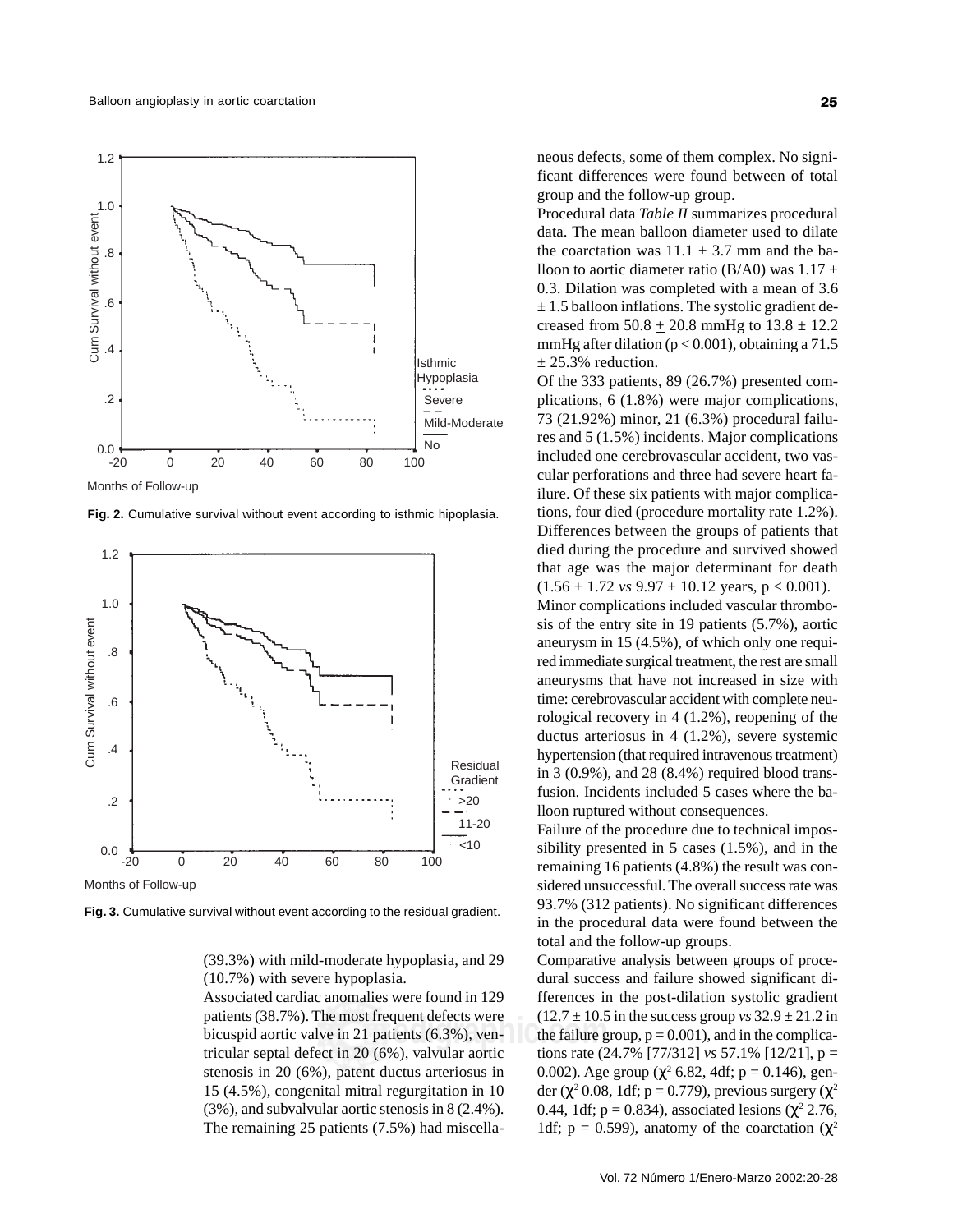1.2
1.0
.8
.6
.4
.2
0.0
Cum Survival without event
-20 0 20 40 60 80 100
Months of Follow-up
Isthmic Hypoplasia
Severe
Mild-Moderate
No

**Fig. 2.** Cumulative survival without event according to isthmic hipoplasia.

1.2
1.0
.8
.6
.4
.2
0.0
Cum Survival without event
-20 0 20 40 60 80 100
Months of Follow-up
Residual Gradient
>20
11-20
<10

**Fig. 3.** Cumulative survival without event according to the residual gradient.

(39.3%) with mild-moderate hypoplasia, and 29 (10.7%) with severe hypoplasia.

Associated cardiac anomalies were found in 129 patients (38.7%). The most frequent defects were bicuspid aortic valve in 21 patients (6.3%), ventricular septal defect in 20 (6%), valvular aortic stenosis in 20 (6%), patent ductus arteriosus in 15 (4.5%), congenital mitral regurgitation in 10 (3%), and subvalvular aortic stenosis in 8 (2.4%). The remaining 25 patients (7.5%) had miscellaneous defects, some of them complex. No significant differences were found between of total group and the follow-up group.

Procedural data *Table II* summarizes procedural data. The mean balloon diameter used to dilate the coarctation was 11.1 ± 3.7 mm and the balloon to aortic diameter ratio (B/A0) was 1.17 ± 0.3. Dilation was completed with a mean of 3.6 ± 1.5 balloon inflations. The systolic gradient decreased from 50.8 ± 20.8 mmHg to 13.8 ± 12.2 mmHg after dilation ($p < 0.001$), obtaining a 71.5 ± 25.3% reduction.

Of the 333 patients, 89 (26.7%) presented complications, 6 (1.8%) were major complications, 73 (21.92%) minor, 21 (6.3%) procedural failures and 5 (1.5%) incidents. Major complications included one cerebrovascular accident, two vascular perforations and three had severe heart failure. Of these six patients with major complications, four died (procedure mortality rate 1.2%). Differences between the groups of patients that died during the procedure and survived showed that age was the major determinant for death (1.56 ± 1.72 *vs* 9.97 ± 10.12 years, $p < 0.001$).

Minor complications included vascular thrombosis of the entry site in 19 patients (5.7%), aortic aneurysm in 15 (4.5%), of which only one required immediate surgical treatment, the rest are small aneurysms that have not increased in size with time: cerebrovascular accident with complete neurological recovery in 4 (1.2%), reopening of the ductus arteriosus in 4 (1.2%), severe systemic hypertension (that required intravenous treatment) in 3 (0.9%), and 28 (8.4%) required blood transfusion. Incidents included 5 cases where the balloon ruptured without consequences.

Failure of the procedure due to technical impossibility presented in 5 cases (1.5%), and in the remaining 16 patients (4.8%) the result was considered unsuccessful. The overall success rate was 93.7% (312 patients). No significant differences in the procedural data were found between the total and the follow-up groups.

Comparative analysis between groups of procedural success and failure showed significant differences in the post-dilation systolic gradient (12.7 ± 10.5 in the success group *vs* 32.9 ± 21.2 in the failure group, $p = 0.001$), and in the complications rate (24.7% [77/312] *vs* 57.1% [12/21], $p = 0.002$). Age group ($\chi^2$ 6.82, 4df; $p = 0.146$), gender ($\chi^2$ 0.08, 1df; $p = 0.779$), previous surgery ($\chi^2$ 0.44, 1df; $p = 0.834$), associated lesions ($\chi^2$ 2.76, 1df; $p = 0.599$), anatomy of the coarctation ($\chi^2$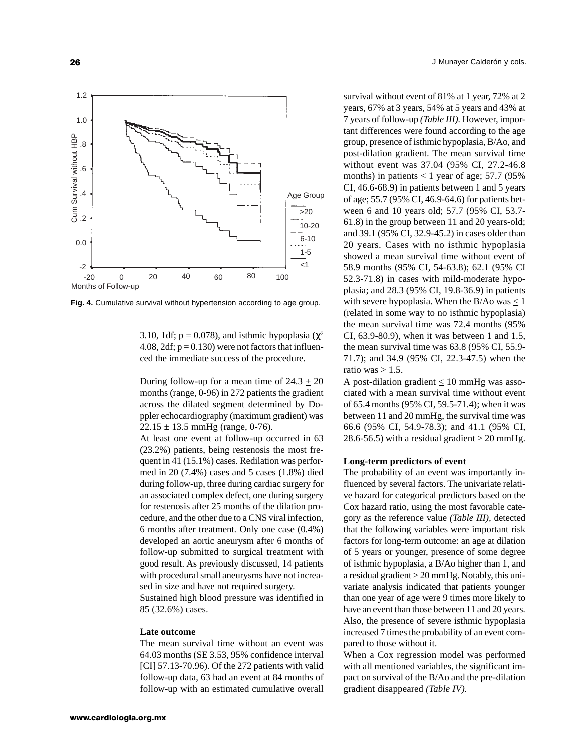1.2
1.0
.8
.6
.4
.2
0.0
-2
Cum Survival without HBP
-20 0 20 40 60 80 100
Months of Follow-up
Age Group
>20
10-20
6-10
1-5
<1

**Fig. 4.** Cumulative survival without hypertension according to age group.

3.10, 1df; p = 0.078), and isthmic hypoplasia ($\chi^2$ 4.08, 2df; p = 0.130) were not factors that influenced the immediate success of the procedure.

During follow-up for a mean time of 24.3 $\pm$ 20 months (range, 0-96) in 272 patients the gradient across the dilated segment determined by Doppler echocardiography (maximum gradient) was 22.15 ± 13.5 mmHg (range, 0-76).

At least one event at follow-up occurred in 63 (23.2%) patients, being restenosis the most frequent in 41 (15.1%) cases. Redilation was performed in 20 (7.4%) cases and 5 cases (1.8%) died during follow-up, three during cardiac surgery for an associated complex defect, one during surgery for restenosis after 25 months of the dilation procedure, and the other due to a CNS viral infection, 6 months after treatment. Only one case (0.4%) developed an aortic aneurysm after 6 months of follow-up submitted to surgical treatment with good result. As previously discussed, 14 patients with procedural small aneurysms have not increased in size and have not required surgery.

Sustained high blood pressure was identified in 85 (32.6%) cases.

### Late outcome

The mean survival time without an event was 64.03 months (SE 3.53, 95% confidence interval [CI] 57.13-70.96). Of the 272 patients with valid follow-up data, 63 had an event at 84 months of follow-up with an estimated cumulative overall survival without event of 81% at 1 year, 72% at 2 years, 67% at 3 years, 54% at 5 years and 43% at 7 years of follow-up *(Table III).* However, important differences were found according to the age group, presence of isthmic hypoplasia, B/Ao, and post-dilation gradient. The mean survival time without event was 37.04 (95% CI, 27.2-46.8 months) in patients $\leq$ 1 year of age; 57.7 (95% CI, 46.6-68.9) in patients between 1 and 5 years of age; 55.7 (95% CI, 46.9-64.6) for patients between 6 and 10 years old; 57.7 (95% CI, 53.7-61.8) in the group between 11 and 20 years-old; and 39.1 (95% CI, 32.9-45.2) in cases older than 20 years. Cases with no isthmic hypoplasia showed a mean survival time without event of 58.9 months (95% CI, 54-63.8); 62.1 (95% CI 52.3-71.8) in cases with mild-moderate hypoplasia; and 28.3 (95% CI, 19.8-36.9) in patients with severe hypoplasia. When the B/Ao was $\leq$ 1 (related in some way to no isthmic hypoplasia) the mean survival time was 72.4 months (95% CI, 63.9-80.9), when it was between 1 and 1.5, the mean survival time was 63.8 (95% CI, 55.9-71.7); and 34.9 (95% CI, 22.3-47.5) when the ratio was > 1.5.

A post-dilation gradient $\leq$ 10 mmHg was associated with a mean survival time without event of 65.4 months (95% CI, 59.5-71.4); when it was between 11 and 20 mmHg, the survival time was 66.6 (95% CI, 54.9-78.3); and 41.1 (95% CI, 28.6-56.5) with a residual gradient > 20 mmHg.

### Long-term predictors of event

The probability of an event was importantly influenced by several factors. The univariate relative hazard for categorical predictors based on the Cox hazard ratio, using the most favorable category as the reference value *(Table III)*, detected that the following variables were important risk factors for long-term outcome: an age at dilation of 5 years or younger, presence of some degree of isthmic hypoplasia, a B/Ao higher than 1, and a residual gradient > 20 mmHg. Notably, this univariate analysis indicated that patients younger than one year of age were 9 times more likely to have an event than those between 11 and 20 years. Also, the presence of severe isthmic hypoplasia increased 7 times the probability of an event compared to those without it.

When a Cox regression model was performed with all mentioned variables, the significant impact on survival of the B/Ao and the pre-dilation gradient disappeared *(Table IV)*.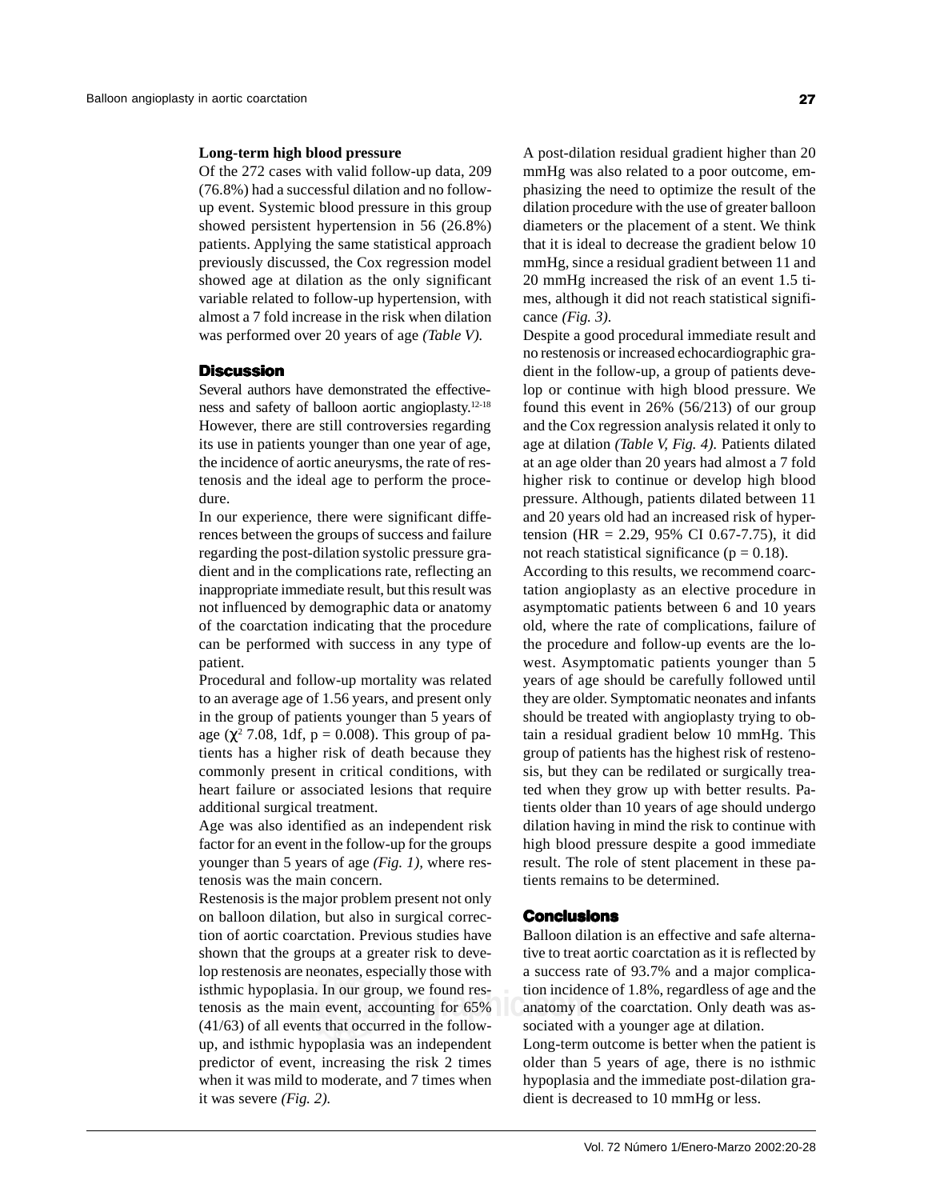### Long-term high blood pressure

Of the 272 cases with valid follow-up data, 209 (76.8%) had a successful dilation and no follow-up event. Systemic blood pressure in this group showed persistent hypertension in 56 (26.8%) patients. Applying the same statistical approach previously discussed, the Cox regression model showed age at dilation as the only significant variable related to follow-up hypertension, with almost a 7 fold increase in the risk when dilation was performed over 20 years of age *(Table V).*

## Discussion

Several authors have demonstrated the effectiveness and safety of balloon aortic angioplasty.[12-18] However, there are still controversies regarding its use in patients younger than one year of age, the incidence of aortic aneurysms, the rate of restenosis and the ideal age to perform the procedure.

In our experience, there were significant differences between the groups of success and failure regarding the post-dilation systolic pressure gradient and in the complications rate, reflecting an inappropriate immediate result, but this result was not influenced by demographic data or anatomy of the coarctation indicating that the procedure can be performed with success in any type of patient.

Procedural and follow-up mortality was related to an average age of 1.56 years, and present only in the group of patients younger than 5 years of age ($\chi^2$ 7.08, 1df, p = 0.008). This group of patients has a higher risk of death because they commonly present in critical conditions, with heart failure or associated lesions that require additional surgical treatment.

Age was also identified as an independent risk factor for an event in the follow-up for the groups younger than 5 years of age *(Fig. 1),* where restenosis was the main concern.

Restenosis is the major problem present not only on balloon dilation, but also in surgical correction of aortic coarctation. Previous studies have shown that the groups at a greater risk to develop restenosis are neonates, especially those with isthmic hypoplasia. In our group, we found restenosis as the main event, accounting for 65% (41/63) of all events that occurred in the follow-up, and isthmic hypoplasia was an independent predictor of event, increasing the risk 2 times when it was mild to moderate, and 7 times when it was severe *(Fig. 2).*

A post-dilation residual gradient higher than 20 mmHg was also related to a poor outcome, emphasizing the need to optimize the result of the dilation procedure with the use of greater balloon diameters or the placement of a stent. We think that it is ideal to decrease the gradient below 10 mmHg, since a residual gradient between 11 and 20 mmHg increased the risk of an event 1.5 times, although it did not reach statistical significance *(Fig. 3).*

Despite a good procedural immediate result and no restenosis or increased echocardiographic gradient in the follow-up, a group of patients develop or continue with high blood pressure. We found this event in 26% (56/213) of our group and the Cox regression analysis related it only to age at dilation *(Table V, Fig. 4).* Patients dilated at an age older than 20 years had almost a 7 fold higher risk to continue or develop high blood pressure. Although, patients dilated between 11 and 20 years old had an increased risk of hypertension (HR = 2.29, 95% CI 0.67-7.75), it did not reach statistical significance (p = 0.18).

According to this results, we recommend coarctation angioplasty as an elective procedure in asymptomatic patients between 6 and 10 years old, where the rate of complications, failure of the procedure and follow-up events are the lowest. Asymptomatic patients younger than 5 years of age should be carefully followed until they are older. Symptomatic neonates and infants should be treated with angioplasty trying to obtain a residual gradient below 10 mmHg. This group of patients has the highest risk of restenosis, but they can be redilated or surgically treated when they grow up with better results. Patients older than 10 years of age should undergo dilation having in mind the risk to continue with high blood pressure despite a good immediate result. The role of stent placement in these patients remains to be determined.

## Conclusions

Balloon dilation is an effective and safe alternative to treat aortic coarctation as it is reflected by a success rate of 93.7% and a major complication incidence of 1.8%, regardless of age and the anatomy of the coarctation. Only death was associated with a younger age at dilation.

Long-term outcome is better when the patient is older than 5 years of age, there is no isthmic hypoplasia and the immediate post-dilation gradient is decreased to 10 mmHg or less.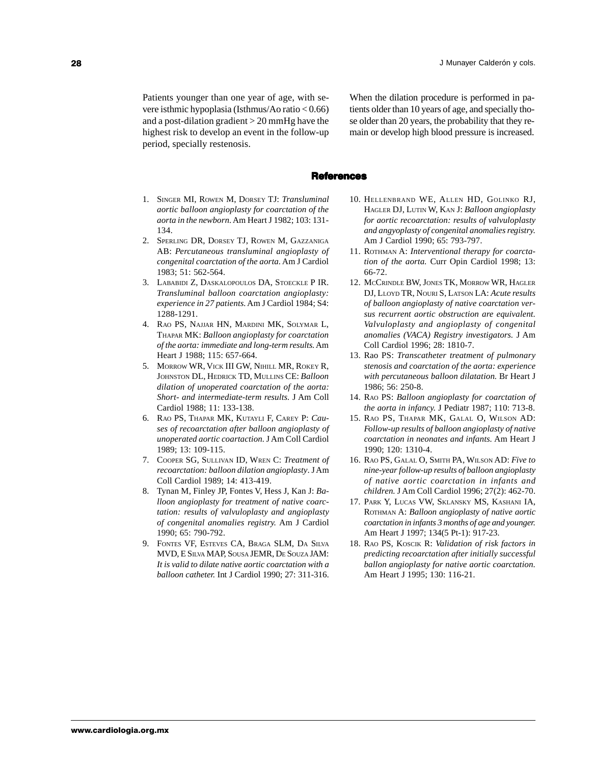Patients younger than one year of age, with severe isthmic hypoplasia (Isthmus/Ao ratio < 0.66) and a post-dilation gradient > 20 mmHg have the highest risk to develop an event in the follow-up period, specially restenosis.

When the dilation procedure is performed in patients older than 10 years of age, and specially those older than 20 years, the probability that they remain or develop high blood pressure is increased.

## References

1. Singer MI, Rowen M, Dorsey TJ: *Transluminal aortic balloon angioplasty for coarctation of the aorta in the newborn.* Am Heart J 1982; 103: 131-134.
2. Sperling DR, Dorsey TJ, Rowen M, Gazzaniga AB: *Percutaneous transluminal angioplasty of congenital coarctation of the aorta.* Am J Cardiol 1983; 51: 562-564.
3. Lababidi Z, Daskalopoulos DA, Stoeckle P IR. *Transluminal balloon coarctation angioplasty: experience in 27 patients.* Am J Cardiol 1984; S4: 1288-1291.
4. Rao PS, Najjar HN, Mardini MK, Solymar L, Thapar MK: *Balloon angioplasty for coarctation of the aorta: immediate and long-term results.* Am Heart J 1988; 115: 657-664.
5. Morrow WR, Vick III GW, Nihill MR, Rokey R, Johnston DL, Hedrick TD, Mullins CE: *Balloon dilation of unoperated coarctation of the aorta: Short- and intermediate-term results.* J Am Coll Cardiol 1988; 11: 133-138.
6. Rao PS, Thapar MK, Kutayli F, Carey P: *Causes of recoarctation after balloon angioplasty of unoperated aortic coarctation.* J Am Coll Cardiol 1989; 13: 109-115.
7. Cooper SG, Sullivan ID, Wren C: *Treatment of recoarctation: balloon dilation angioplasty*. J Am Coll Cardiol 1989; 14: 413-419.
8. Tynan M, Finley JP, Fontes V, Hess J, Kan J: *Balloon angioplasty for treatment of native coarctation: results of valvuloplasty and angioplasty of congenital anomalies registry.* Am J Cardiol 1990; 65: 790-792.
9. Fontes VF, Esteves CA, Braga SLM, Da Silva MVD, E Silva MAP, Sousa JEMR, De Souza JAM: *It is valid to dilate native aortic coarctation with a balloon catheter.* Int J Cardiol 1990; 27: 311-316.
10. Hellenbrand WE, Allen HD, Golinko RJ, Hagler DJ, Lutin W, Kan J: *Balloon angioplasty for aortic recoarctation: results of valvuloplasty and angyoplasty of congenital anomalies registry.* Am J Cardiol 1990; 65: 793-797.
11. Rothman A: *Interventional therapy for coarctation of the aorta.* Curr Opin Cardiol 1998; 13: 66-72.
12. McCrindle BW, Jones TK, Morrow WR, Hagler DJ, Lloyd TR, Nouri S, Latson LA: *Acute results of balloon angioplasty of native coarctation versus recurrent aortic obstruction are equivalent. Valvuloplasty and angioplasty of congenital anomalies (VACA) Registry investigators.* J Am Coll Cardiol 1996; 28: 1810-7.
13. Rao PS: *Transcatheter treatment of pulmonary stenosis and coarctation of the aorta: experience with percutaneous balloon dilatation.* Br Heart J 1986; 56: 250-8.
14. Rao PS: *Balloon angioplasty for coarctation of the aorta in infancy.* J Pediatr 1987; 110: 713-8.
15. Rao PS, Thapar MK, Galal O, Wilson AD: *Follow-up results of balloon angioplasty of native coarctation in neonates and infants.* Am Heart J 1990; 120: 1310-4.
16. Rao PS, Galal O, Smith PA, Wilson AD: *Five to nine-year follow-up results of balloon angioplasty of native aortic coarctation in infants and children.* J Am Coll Cardiol 1996; 27(2): 462-70.
17. Park Y, Lucas VW, Sklansky MS, Kashani IA, Rothman A: *Balloon angioplasty of native aortic coarctation in infants 3 months of age and younger.* Am Heart J 1997; 134(5 Pt-1): 917-23.
18. Rao PS, Koscik R: *Validation of risk factors in predicting recoarctation after initially successful ballon angioplasty for native aortic coarctation.* Am Heart J 1995; 130: 116-21.